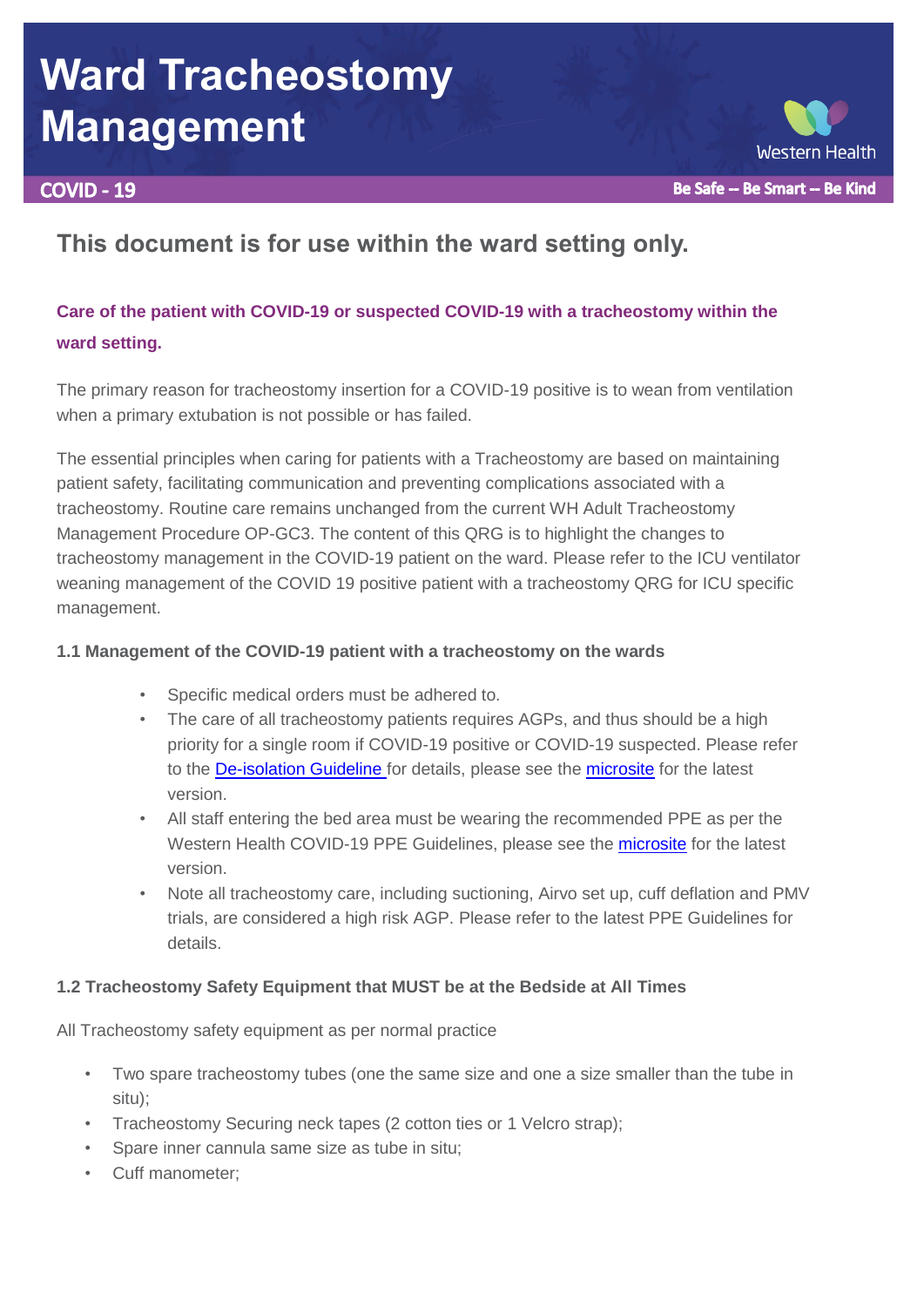# Ward Tracheostomy Management

**COVID - 19**

Western Health

**Be Safe -- Be Smart -- Be Kind**

## This document is for use within the ward setting only.

**Care of the patient with COVID-19 or suspected COVID-19 with a tracheostomy within the ward setting.**

The primary reason for tracheostomy insertion for a COVID-19 positive is to wean from ventilation when a primary extubation is not possible or has failed.

The essential principles when caring for patients with a Tracheostomy are based on maintaining patient safety, facilitating communication and preventing complications associated with a tracheostomy. Routine care remains unchanged from the current WH Adult Tracheostomy Management Procedure OP-GC3. The content of this QRG is to highlight the changes to tracheostomy management in the COVID-19 patient on the ward. Please refer to the ICU ventilator weaning management of the COVID 19 positive patient with a tracheostomy QRG for ICU specific management.

### 1.1 Management of the COVID-19 patient with a tracheostomy on the wards

- Specific medical orders must be adhered to.
- The care of all tracheostomy patients requires AGPs, and thus should be a high priority for a single room if COVID-19 positive or COVID-19 suspected. Please refer to the De-isolation Guideline for details, please see the microsite for the latest version.
- All staff entering the bed area must be wearing the recommended PPE as per the Western Health COVID-19 PPE Guidelines, please see the microsite for the latest version.
- Note all tracheostomy care, including suctioning, Airvo set up, cuff deflation and PMV trials, are considered a high risk AGP. Please refer to the latest PPE Guidelines for details.

### 1.2 Tracheostomy Safety Equipment that MUST be at the Bedside at All Times

All Tracheostomy safety equipment as per normal practice

- Two spare tracheostomy tubes (one the same size and one a size smaller than the tube in situ);
- Tracheostomy Securing neck tapes (2 cotton ties or 1 Velcro strap);
- Spare inner cannula same size as tube in situ;
- Cuff manometer;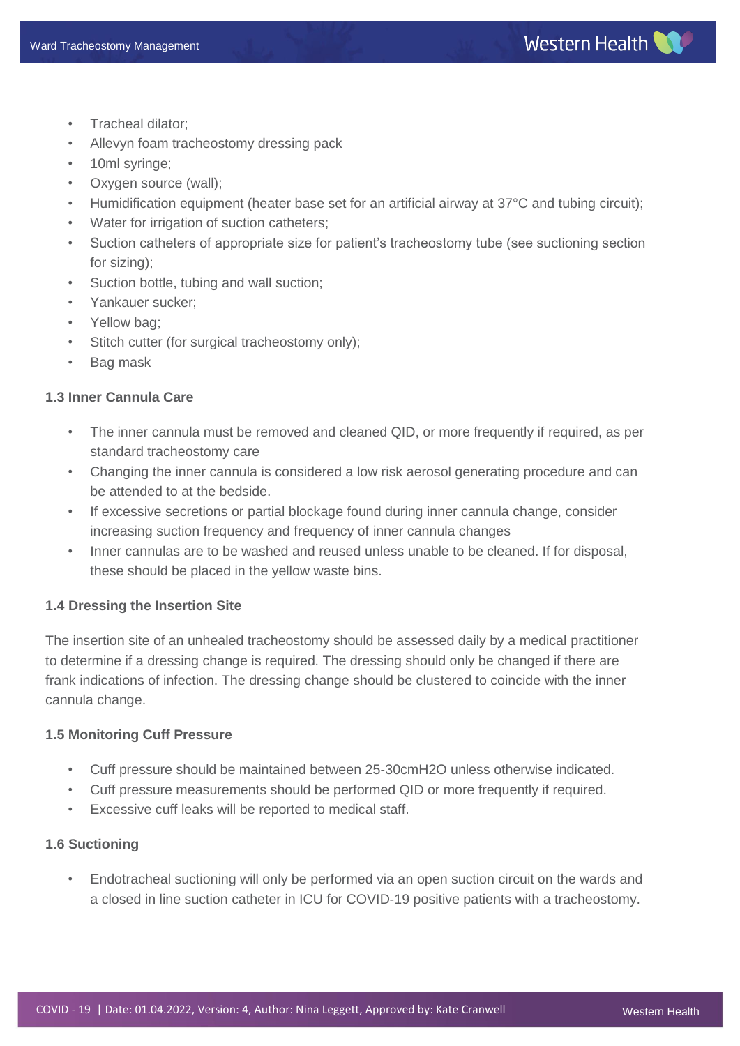- Tracheal dilator;
- Allevyn foam tracheostomy dressing pack
- 10ml syringe;
- Oxygen source (wall);
- Humidification equipment (heater base set for an artificial airway at 37°C and tubing circuit);
- Water for irrigation of suction catheters;
- Suction catheters of appropriate size for patient's tracheostomy tube (see suctioning section for sizing);
- Suction bottle, tubing and wall suction;
- Yankauer sucker;
- Yellow bag;
- Stitch cutter (for surgical tracheostomy only);
- Bag mask

### 1.3 Inner Cannula Care

- The inner cannula must be removed and cleaned QID, or more frequently if required, as per standard tracheostomy care
- Changing the inner cannula is considered a low risk aerosol generating procedure and can be attended to at the bedside.
- If excessive secretions or partial blockage found during inner cannula change, consider increasing suction frequency and frequency of inner cannula changes
- Inner cannulas are to be washed and reused unless unable to be cleaned. If for disposal, these should be placed in the yellow waste bins.

### 1.4 Dressing the Insertion Site

The insertion site of an unhealed tracheostomy should be assessed daily by a medical practitioner to determine if a dressing change is required. The dressing should only be changed if there are frank indications of infection. The dressing change should be clustered to coincide with the inner cannula change.

### 1.5 Monitoring Cuff Pressure

- Cuff pressure should be maintained between 25-30cm$H_2O$ unless otherwise indicated.
- Cuff pressure measurements should be performed QID or more frequently if required.
- Excessive cuff leaks will be reported to medical staff.

### 1.6 Suctioning

- Endotracheal suctioning will only be performed via an open suction circuit on the wards and a closed in line suction catheter in ICU for COVID-19 positive patients with a tracheostomy.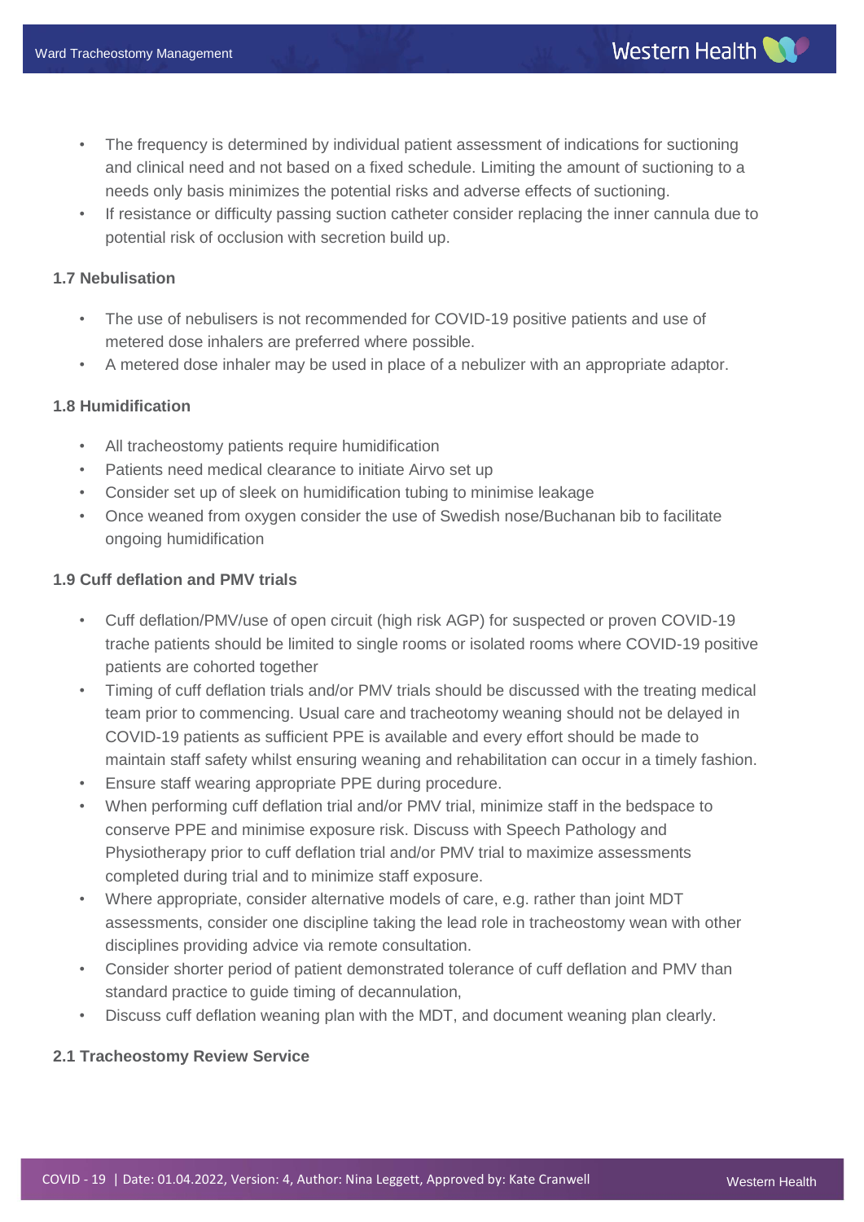- The frequency is determined by individual patient assessment of indications for suctioning and clinical need and not based on a fixed schedule. Limiting the amount of suctioning to a needs only basis minimizes the potential risks and adverse effects of suctioning.
- If resistance or difficulty passing suction catheter consider replacing the inner cannula due to potential risk of occlusion with secretion build up.

### 1.7 Nebulisation

- The use of nebulisers is not recommended for COVID-19 positive patients and use of metered dose inhalers are preferred where possible.
- A metered dose inhaler may be used in place of a nebulizer with an appropriate adaptor.

### 1.8 Humidification

- All tracheostomy patients require humidification
- Patients need medical clearance to initiate Airvo set up
- Consider set up of sleek on humidification tubing to minimise leakage
- Once weaned from oxygen consider the use of Swedish nose/Buchanan bib to facilitate ongoing humidification

### 1.9 Cuff deflation and PMV trials

- Cuff deflation/PMV/use of open circuit (high risk AGP) for suspected or proven COVID-19 trache patients should be limited to single rooms or isolated rooms where COVID-19 positive patients are cohorted together
- Timing of cuff deflation trials and/or PMV trials should be discussed with the treating medical team prior to commencing. Usual care and tracheotomy weaning should not be delayed in COVID-19 patients as sufficient PPE is available and every effort should be made to maintain staff safety whilst ensuring weaning and rehabilitation can occur in a timely fashion.
- Ensure staff wearing appropriate PPE during procedure.
- When performing cuff deflation trial and/or PMV trial, minimize staff in the bedspace to conserve PPE and minimise exposure risk. Discuss with Speech Pathology and Physiotherapy prior to cuff deflation trial and/or PMV trial to maximize assessments completed during trial and to minimize staff exposure.
- Where appropriate, consider alternative models of care, e.g. rather than joint MDT assessments, consider one discipline taking the lead role in tracheostomy wean with other disciplines providing advice via remote consultation.
- Consider shorter period of patient demonstrated tolerance of cuff deflation and PMV than standard practice to guide timing of decannulation,
- Discuss cuff deflation weaning plan with the MDT, and document weaning plan clearly.

### 2.1 Tracheostomy Review Service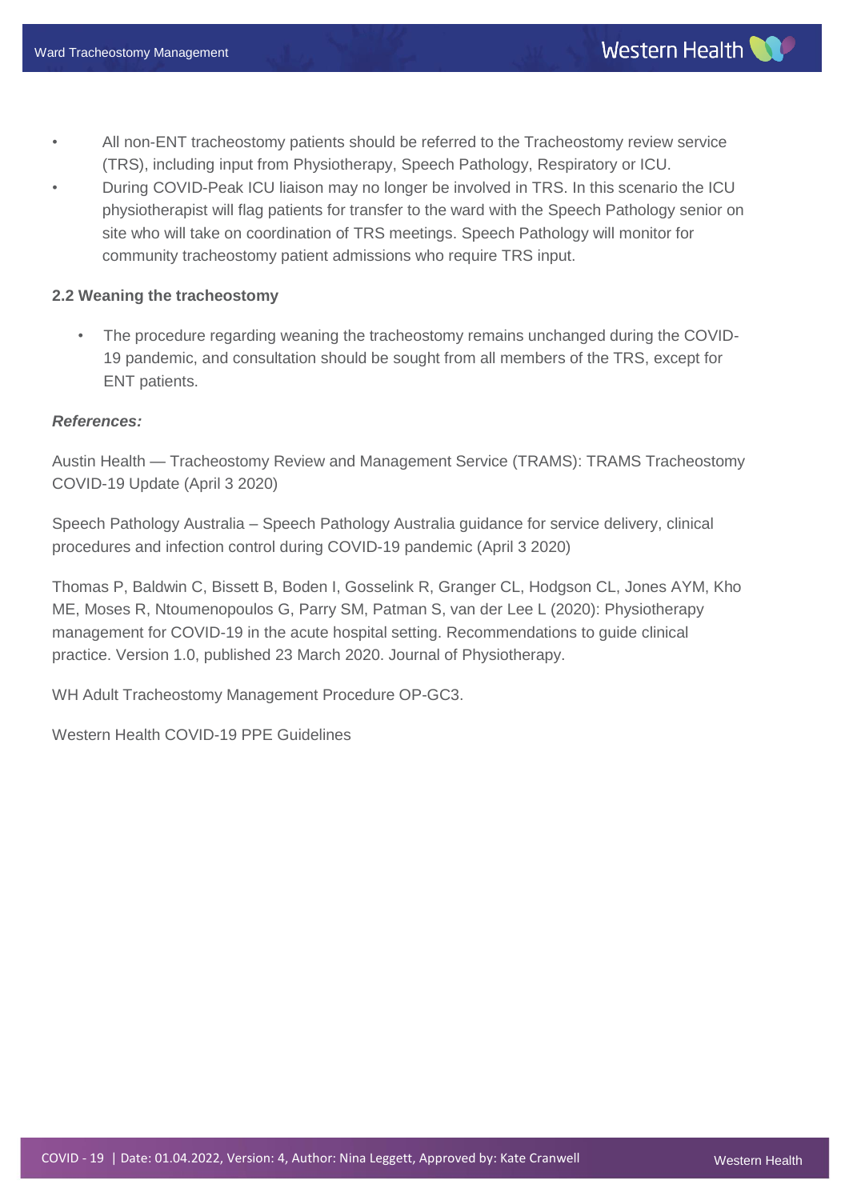- All non-ENT tracheostomy patients should be referred to the Tracheostomy review service (TRS), including input from Physiotherapy, Speech Pathology, Respiratory or ICU.
- During COVID-Peak ICU liaison may no longer be involved in TRS. In this scenario the ICU physiotherapist will flag patients for transfer to the ward with the Speech Pathology senior on site who will take on coordination of TRS meetings. Speech Pathology will monitor for community tracheostomy patient admissions who require TRS input.

### 2.2 Weaning the tracheostomy

- The procedure regarding weaning the tracheostomy remains unchanged during the COVID-19 pandemic, and consultation should be sought from all members of the TRS, except for ENT patients.

***References:***

Austin Health — Tracheostomy Review and Management Service (TRAMS): TRAMS Tracheostomy COVID-19 Update (April 3 2020)

Speech Pathology Australia – Speech Pathology Australia guidance for service delivery, clinical procedures and infection control during COVID-19 pandemic (April 3 2020)

Thomas P, Baldwin C, Bissett B, Boden I, Gosselink R, Granger CL, Hodgson CL, Jones AYM, Kho ME, Moses R, Ntoumenopoulos G, Parry SM, Patman S, van der Lee L (2020): Physiotherapy management for COVID-19 in the acute hospital setting. Recommendations to guide clinical practice. Version 1.0, published 23 March 2020. Journal of Physiotherapy.

WH Adult Tracheostomy Management Procedure OP-GC3.

Western Health COVID-19 PPE Guidelines